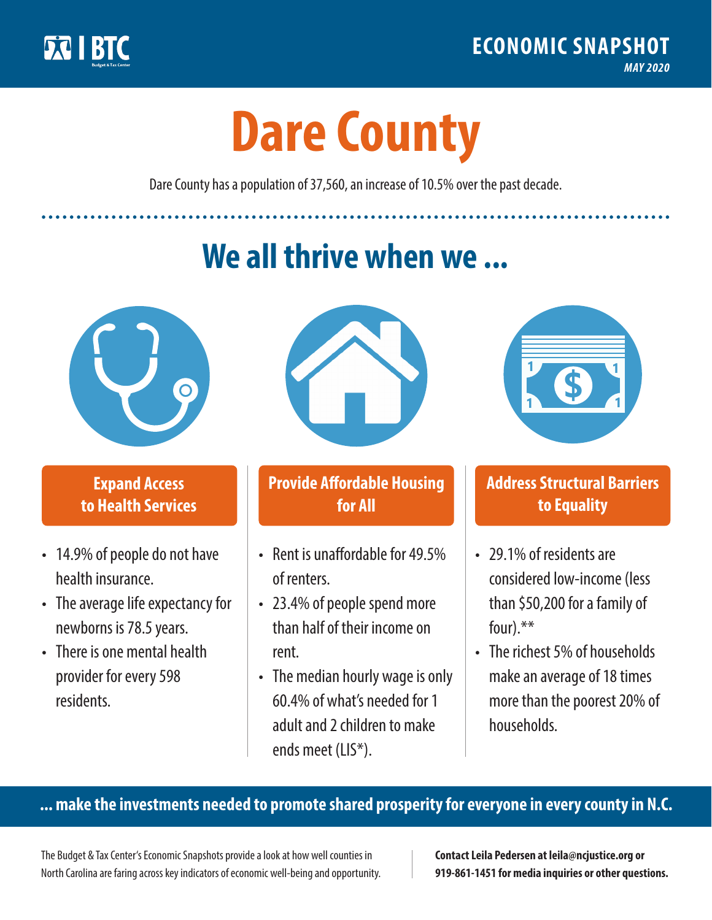BTC
Budget & Tax Center

**ECONOMIC SNAPSHOT**
*MAY 2020*

# Dare County

Dare County has a population of 37,560, an increase of 10.5% over the past decade.

## We all thrive when we ...

### Expand Access to Health Services

- 14.9% of people do not have health insurance.
- The average life expectancy for newborns is 78.5 years.
- There is one mental health provider for every 598 residents.

### Provide Affordable Housing for All

- Rent is unaffordable for 49.5% of renters.
- 23.4% of people spend more than half of their income on rent.
- The median hourly wage is only 60.4% of what's needed for 1 adult and 2 children to make ends meet (LIS*).

### Address Structural Barriers to Equality

- 29.1% of residents are considered low-income (less than $50,200 for a family of four).**
- The richest 5% of households make an average of 18 times more than the poorest 20% of households.

**... make the investments needed to promote shared prosperity for everyone in every county in N.C.**

The Budget & Tax Center's Economic Snapshots provide a look at how well counties in North Carolina are faring across key indicators of economic well-being and opportunity.

**Contact Leila Pedersen at leila@ncjustice.org or 919-861-1451 for media inquiries or other questions.**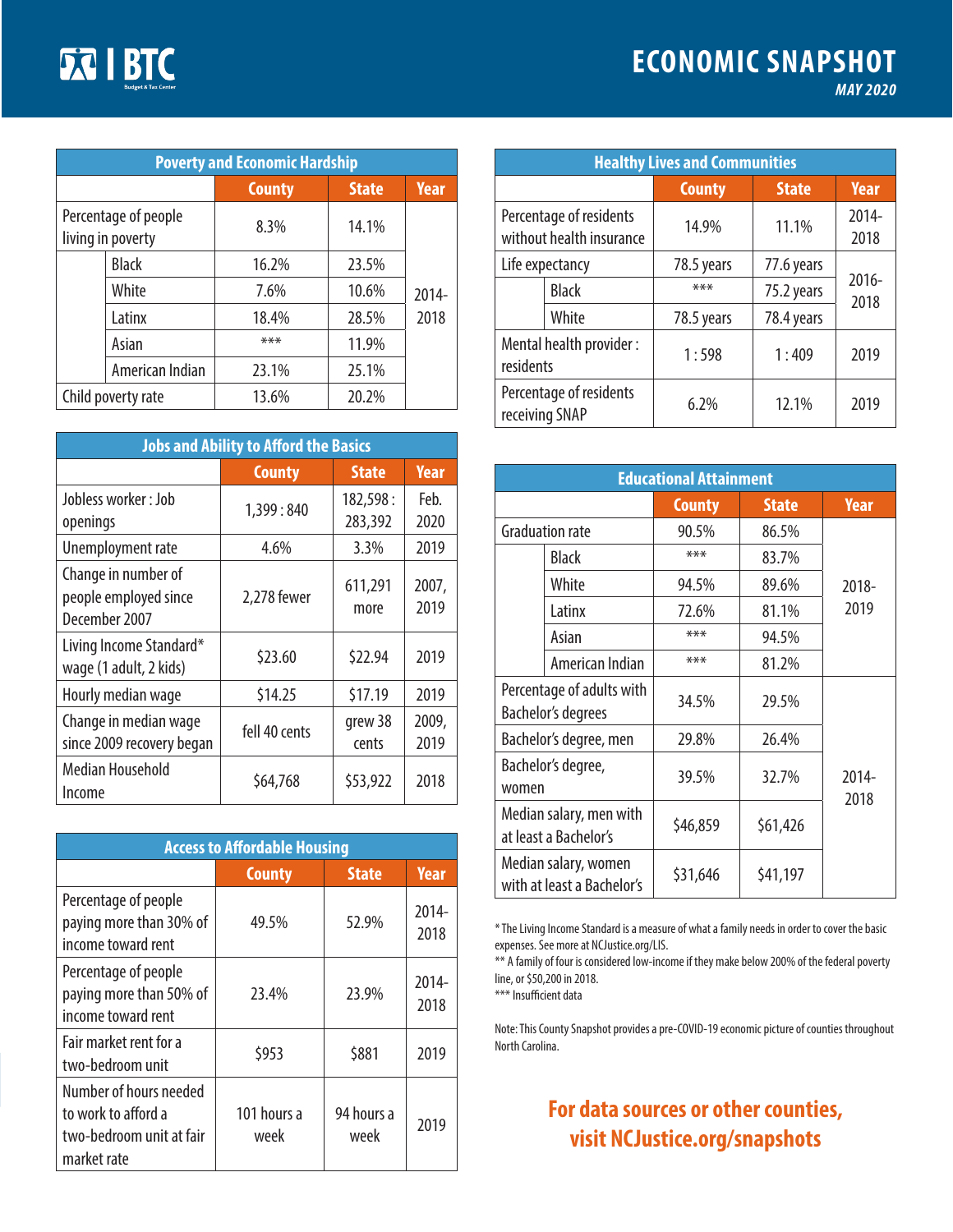# BTC Budget & Tax Center

## ECONOMIC SNAPSHOT

*MAY 2020*

### Poverty and Economic Hardship

| | | County | State | Year |
|---|---|---|---|---|
| Percentage of people living in poverty | | 8.3% | 14.1% | 2014-2018 |
| | Black | 16.2% | 23.5% | |
| | White | 7.6% | 10.6% | |
| | Latinx | 18.4% | 28.5% | |
| | Asian | *** | 11.9% | |
| | American Indian | 23.1% | 25.1% | |
| Child poverty rate | | 13.6% | 20.2% | |

### Jobs and Ability to Afford the Basics

| | County | State | Year |
|---|---|---|---|
| Jobless worker : Job openings | 1,399 : 840 | 182,598 : 283,392 | Feb. 2020 |
| Unemployment rate | 4.6% | 3.3% | 2019 |
| Change in number of people employed since December 2007 | 2,278 fewer | 611,291 more | 2007, 2019 |
| Living Income Standard* wage (1 adult, 2 kids) | $23.60 | $22.94 | 2019 |
| Hourly median wage | $14.25 | $17.19 | 2019 |
| Change in median wage since 2009 recovery began | fell 40 cents | grew 38 cents | 2009, 2019 |
| Median Household Income | $64,768 | $53,922 | 2018 |

### Access to Affordable Housing

| | County | State | Year |
|---|---|---|---|
| Percentage of people paying more than 30% of income toward rent | 49.5% | 52.9% | 2014-2018 |
| Percentage of people paying more than 50% of income toward rent | 23.4% | 23.9% | 2014-2018 |
| Fair market rent for a two-bedroom unit | $953 | $881 | 2019 |
| Number of hours needed to work to afford a two-bedroom unit at fair market rate | 101 hours a week | 94 hours a week | 2019 |

### Healthy Lives and Communities

| | | County | State | Year |
|---|---|---|---|---|
| Percentage of residents without health insurance | | 14.9% | 11.1% | 2014-2018 |
| Life expectancy | | 78.5 years | 77.6 years | 2016-2018 |
| | Black | *** | 75.2 years | |
| | White | 78.5 years | 78.4 years | |
| Mental health provider : residents | | 1 : 598 | 1 : 409 | 2019 |
| Percentage of residents receiving SNAP | | 6.2% | 12.1% | 2019 |

### Educational Attainment

| | | County | State | Year |
|---|---|---|---|---|
| Graduation rate | | 90.5% | 86.5% | 2018-2019 |
| | Black | *** | 83.7% | |
| | White | 94.5% | 89.6% | |
| | Latinx | 72.6% | 81.1% | |
| | Asian | *** | 94.5% | |
| | American Indian | *** | 81.2% | |
| Percentage of adults with Bachelor's degrees | | 34.5% | 29.5% | 2014-2018 |
| Bachelor's degree, men | | 29.8% | 26.4% | |
| Bachelor's degree, women | | 39.5% | 32.7% | |
| Median salary, men with at least a Bachelor's | | $46,859 | $61,426 | |
| Median salary, women with at least a Bachelor's | | $31,646 | $41,197 | |

\* The Living Income Standard is a measure of what a family needs in order to cover the basic expenses. See more at NCJustice.org/LIS.

\*\* A family of four is considered low-income if they make below 200% of the federal poverty line, or $50,200 in 2018.

\*\*\* Insufficient data

Note: This County Snapshot provides a pre-COVID-19 economic picture of counties throughout North Carolina.

**For data sources or other counties, visit NCJustice.org/snapshots**